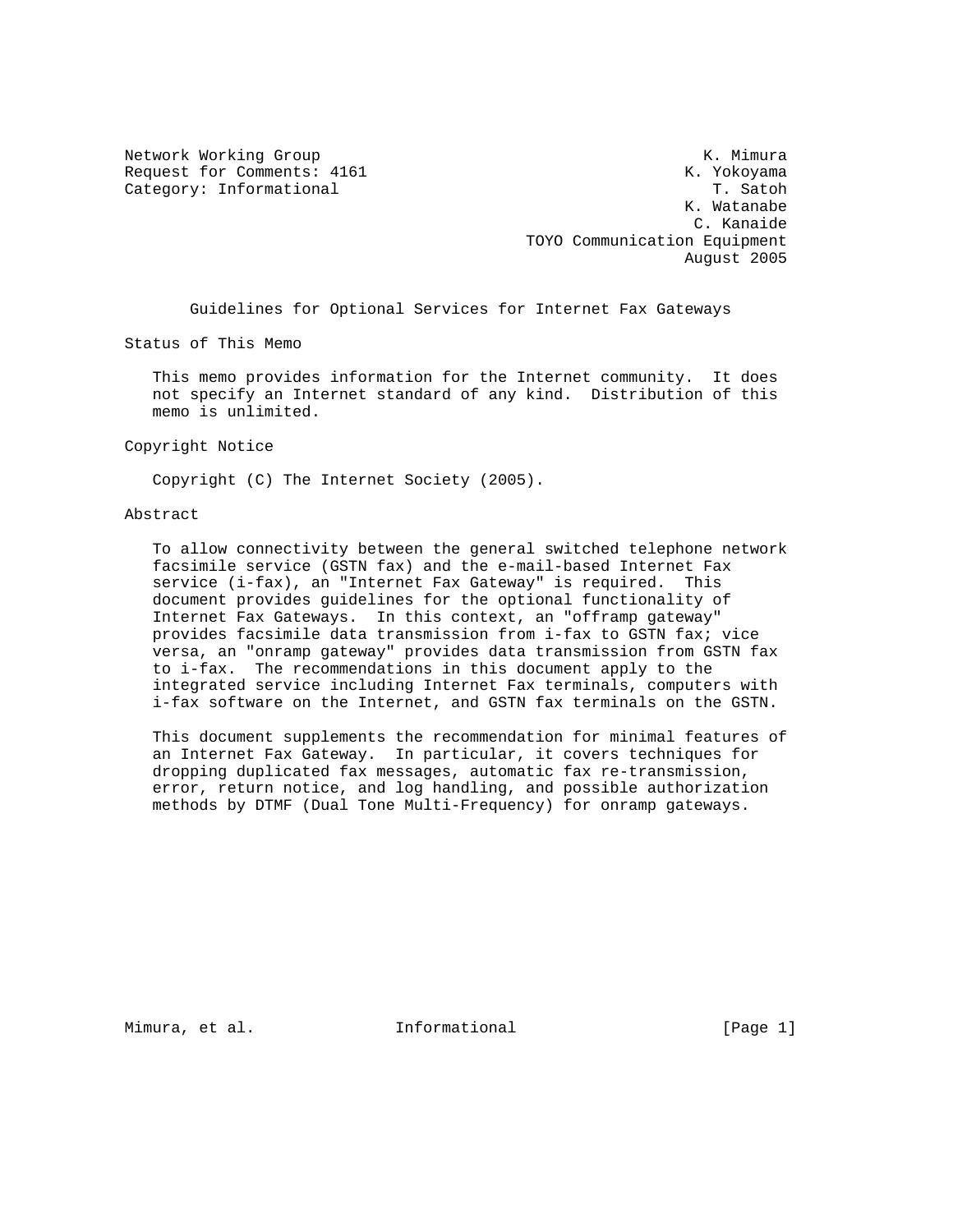Network Working Group K. Mimura
Request for Comments: 4161 K. Yokoyama
Category: Informational T. Satoh
K. Watanabe
C. Kanaide
TOYO Communication Equipment
August 2005

# Guidelines for Optional Services for Internet Fax Gateways

## Status of This Memo

This memo provides information for the Internet community. It does not specify an Internet standard of any kind. Distribution of this memo is unlimited.

## Copyright Notice

Copyright (C) The Internet Society (2005).

## Abstract

To allow connectivity between the general switched telephone network facsimile service (GSTN fax) and the e-mail-based Internet Fax service (i-fax), an "Internet Fax Gateway" is required. This document provides guidelines for the optional functionality of Internet Fax Gateways. In this context, an "offramp gateway" provides facsimile data transmission from i-fax to GSTN fax; vice versa, an "onramp gateway" provides data transmission from GSTN fax to i-fax. The recommendations in this document apply to the integrated service including Internet Fax terminals, computers with i-fax software on the Internet, and GSTN fax terminals on the GSTN.

This document supplements the recommendation for minimal features of an Internet Fax Gateway. In particular, it covers techniques for dropping duplicated fax messages, automatic fax re-transmission, error, return notice, and log handling, and possible authorization methods by DTMF (Dual Tone Multi-Frequency) for onramp gateways.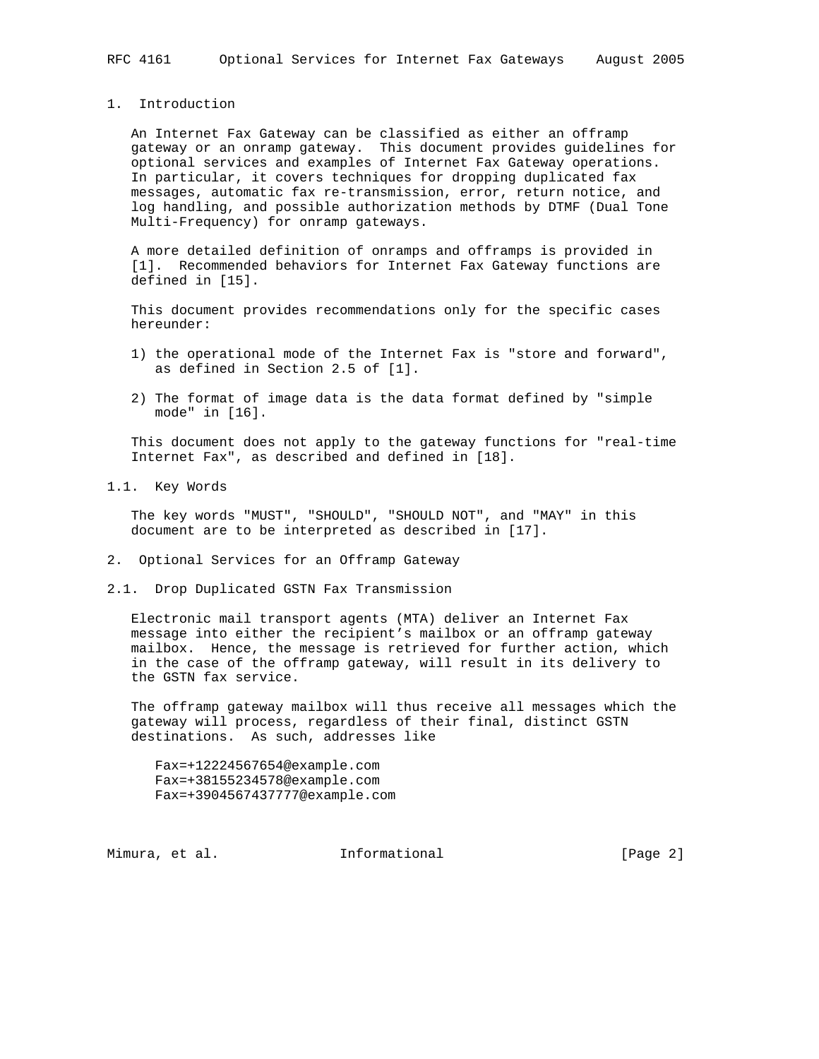# 1. Introduction

An Internet Fax Gateway can be classified as either an offramp gateway or an onramp gateway. This document provides guidelines for optional services and examples of Internet Fax Gateway operations. In particular, it covers techniques for dropping duplicated fax messages, automatic fax re-transmission, error, return notice, and log handling, and possible authorization methods by DTMF (Dual Tone Multi-Frequency) for onramp gateways.

A more detailed definition of onramps and offramps is provided in [1]. Recommended behaviors for Internet Fax Gateway functions are defined in [15].

This document provides recommendations only for the specific cases hereunder:

1) the operational mode of the Internet Fax is "store and forward", as defined in Section 2.5 of [1].

2) The format of image data is the data format defined by "simple mode" in [16].

This document does not apply to the gateway functions for "real-time Internet Fax", as described and defined in [18].

## 1.1. Key Words

The key words "MUST", "SHOULD", "SHOULD NOT", and "MAY" in this document are to be interpreted as described in [17].

# 2. Optional Services for an Offramp Gateway

## 2.1. Drop Duplicated GSTN Fax Transmission

Electronic mail transport agents (MTA) deliver an Internet Fax message into either the recipient's mailbox or an offramp gateway mailbox. Hence, the message is retrieved for further action, which in the case of the offramp gateway, will result in its delivery to the GSTN fax service.

The offramp gateway mailbox will thus receive all messages which the gateway will process, regardless of their final, distinct GSTN destinations. As such, addresses like

```
Fax=+12224567654@example.com
Fax=+38155234578@example.com
Fax=+3904567437777@example.com
```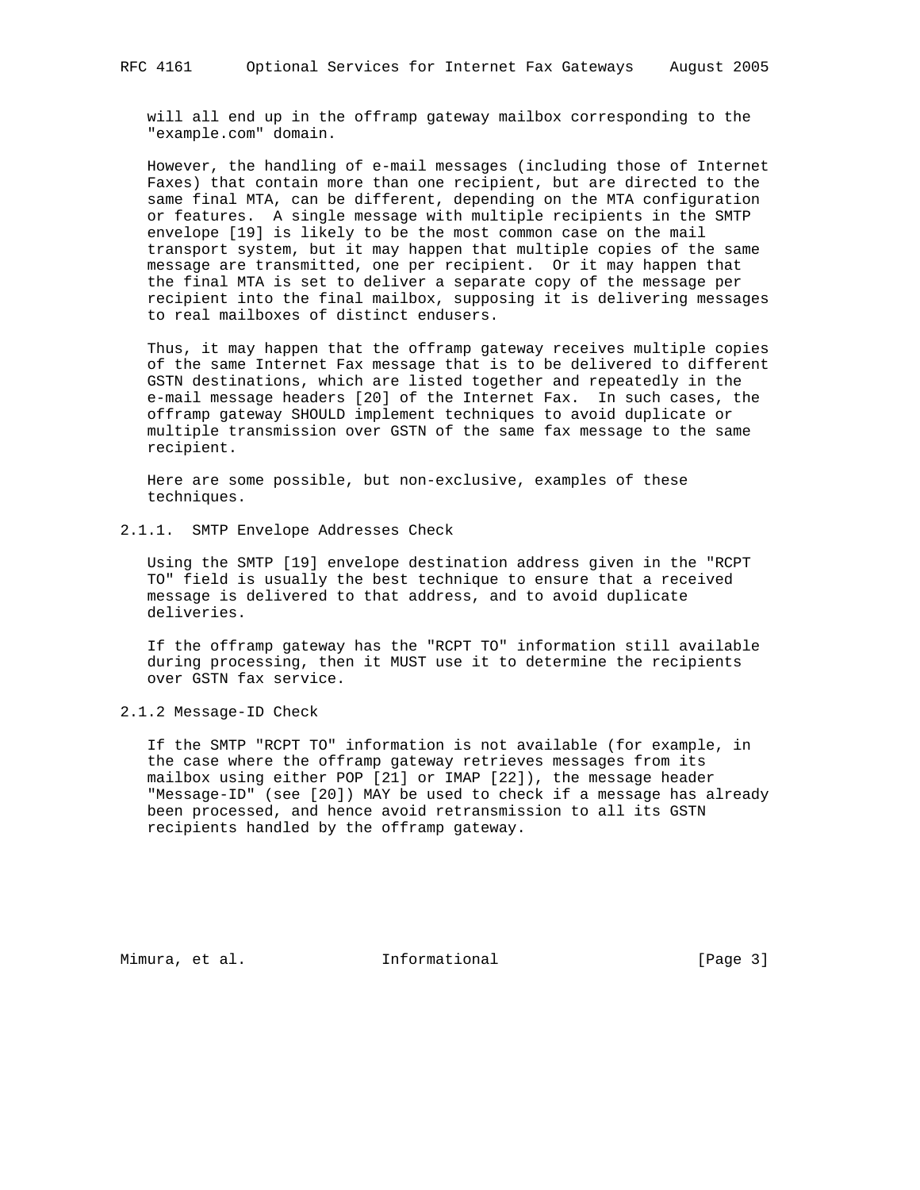will all end up in the offramp gateway mailbox corresponding to the "example.com" domain.

However, the handling of e-mail messages (including those of Internet Faxes) that contain more than one recipient, but are directed to the same final MTA, can be different, depending on the MTA configuration or features. A single message with multiple recipients in the SMTP envelope [19] is likely to be the most common case on the mail transport system, but it may happen that multiple copies of the same message are transmitted, one per recipient. Or it may happen that the final MTA is set to deliver a separate copy of the message per recipient into the final mailbox, supposing it is delivering messages to real mailboxes of distinct endusers.

Thus, it may happen that the offramp gateway receives multiple copies of the same Internet Fax message that is to be delivered to different GSTN destinations, which are listed together and repeatedly in the e-mail message headers [20] of the Internet Fax. In such cases, the offramp gateway SHOULD implement techniques to avoid duplicate or multiple transmission over GSTN of the same fax message to the same recipient.

Here are some possible, but non-exclusive, examples of these techniques.

### 2.1.1. SMTP Envelope Addresses Check

Using the SMTP [19] envelope destination address given in the "RCPT TO" field is usually the best technique to ensure that a received message is delivered to that address, and to avoid duplicate deliveries.

If the offramp gateway has the "RCPT TO" information still available during processing, then it MUST use it to determine the recipients over GSTN fax service.

### 2.1.2 Message-ID Check

If the SMTP "RCPT TO" information is not available (for example, in the case where the offramp gateway retrieves messages from its mailbox using either POP [21] or IMAP [22]), the message header "Message-ID" (see [20]) MAY be used to check if a message has already been processed, and hence avoid retransmission to all its GSTN recipients handled by the offramp gateway.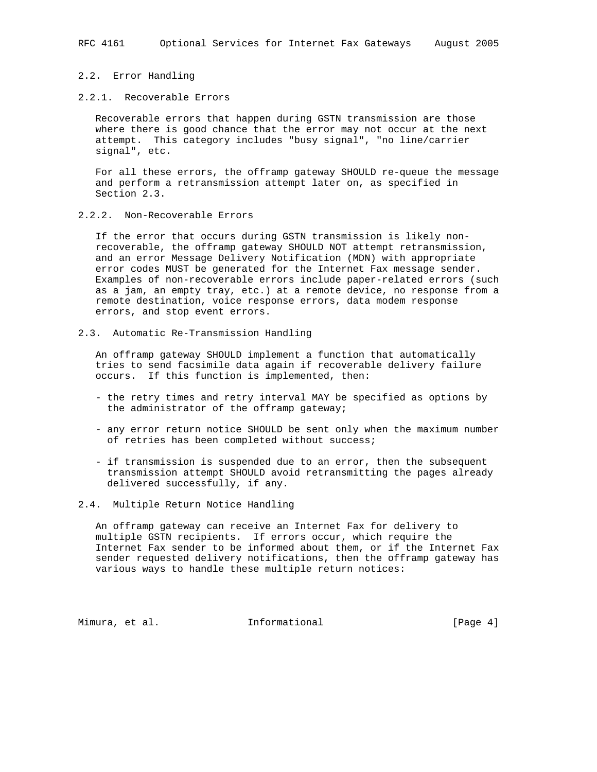### 2.2. Error Handling

#### 2.2.1. Recoverable Errors

Recoverable errors that happen during GSTN transmission are those where there is good chance that the error may not occur at the next attempt. This category includes "busy signal", "no line/carrier signal", etc.

For all these errors, the offramp gateway SHOULD re-queue the message and perform a retransmission attempt later on, as specified in Section 2.3.

#### 2.2.2. Non-Recoverable Errors

If the error that occurs during GSTN transmission is likely non-recoverable, the offramp gateway SHOULD NOT attempt retransmission, and an error Message Delivery Notification (MDN) with appropriate error codes MUST be generated for the Internet Fax message sender. Examples of non-recoverable errors include paper-related errors (such as a jam, an empty tray, etc.) at a remote device, no response from a remote destination, voice response errors, data modem response errors, and stop event errors.

### 2.3. Automatic Re-Transmission Handling

An offramp gateway SHOULD implement a function that automatically tries to send facsimile data again if recoverable delivery failure occurs. If this function is implemented, then:

- the retry times and retry interval MAY be specified as options by the administrator of the offramp gateway;

- any error return notice SHOULD be sent only when the maximum number of retries has been completed without success;

- if transmission is suspended due to an error, then the subsequent transmission attempt SHOULD avoid retransmitting the pages already delivered successfully, if any.

### 2.4. Multiple Return Notice Handling

An offramp gateway can receive an Internet Fax for delivery to multiple GSTN recipients. If errors occur, which require the Internet Fax sender to be informed about them, or if the Internet Fax sender requested delivery notifications, then the offramp gateway has various ways to handle these multiple return notices: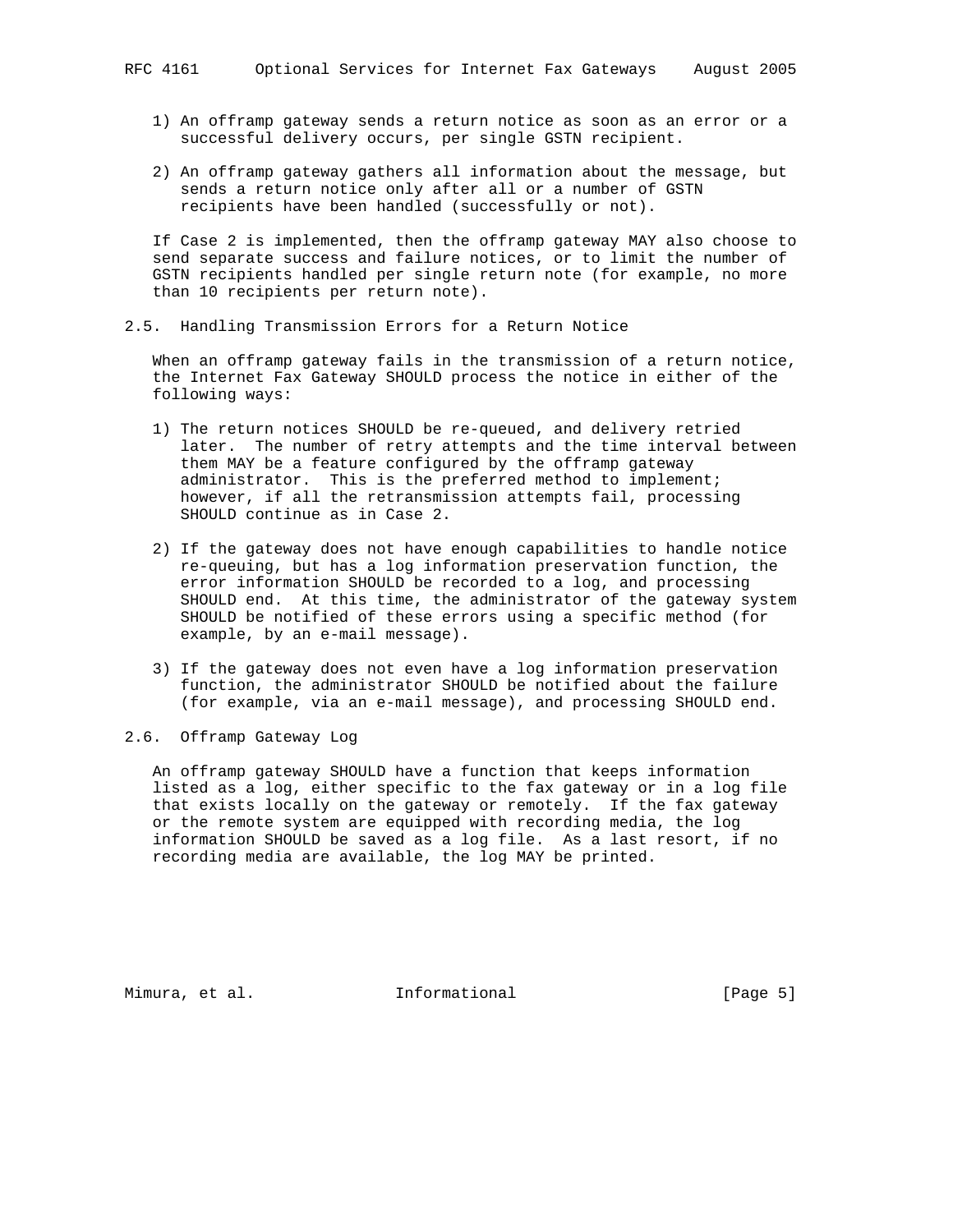1) An offramp gateway sends a return notice as soon as an error or a successful delivery occurs, per single GSTN recipient.

2) An offramp gateway gathers all information about the message, but sends a return notice only after all or a number of GSTN recipients have been handled (successfully or not).

If Case 2 is implemented, then the offramp gateway MAY also choose to send separate success and failure notices, or to limit the number of GSTN recipients handled per single return note (for example, no more than 10 recipients per return note).

## 2.5. Handling Transmission Errors for a Return Notice

When an offramp gateway fails in the transmission of a return notice, the Internet Fax Gateway SHOULD process the notice in either of the following ways:

1) The return notices SHOULD be re-queued, and delivery retried later. The number of retry attempts and the time interval between them MAY be a feature configured by the offramp gateway administrator. This is the preferred method to implement; however, if all the retransmission attempts fail, processing SHOULD continue as in Case 2.

2) If the gateway does not have enough capabilities to handle notice re-queuing, but has a log information preservation function, the error information SHOULD be recorded to a log, and processing SHOULD end. At this time, the administrator of the gateway system SHOULD be notified of these errors using a specific method (for example, by an e-mail message).

3) If the gateway does not even have a log information preservation function, the administrator SHOULD be notified about the failure (for example, via an e-mail message), and processing SHOULD end.

## 2.6. Offramp Gateway Log

An offramp gateway SHOULD have a function that keeps information listed as a log, either specific to the fax gateway or in a log file that exists locally on the gateway or remotely. If the fax gateway or the remote system are equipped with recording media, the log information SHOULD be saved as a log file. As a last resort, if no recording media are available, the log MAY be printed.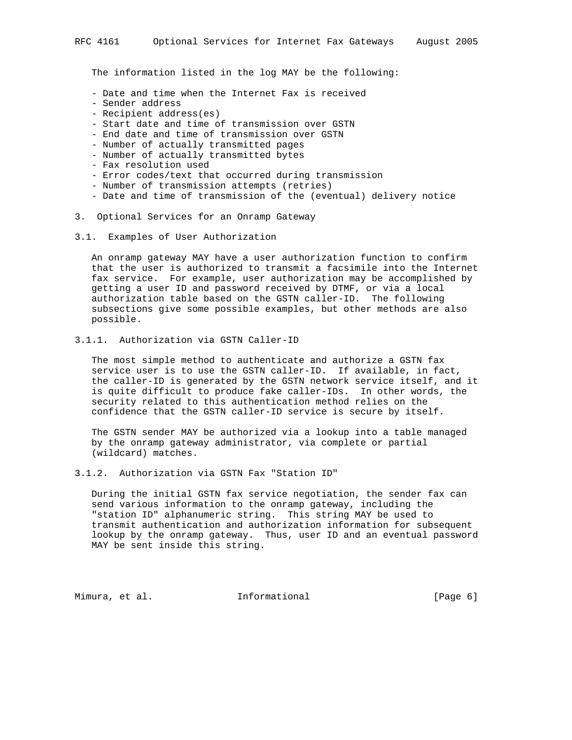The information listed in the log MAY be the following:

- Date and time when the Internet Fax is received
- Sender address
- Recipient address(es)
- Start date and time of transmission over GSTN
- End date and time of transmission over GSTN
- Number of actually transmitted pages
- Number of actually transmitted bytes
- Fax resolution used
- Error codes/text that occurred during transmission
- Number of transmission attempts (retries)
- Date and time of transmission of the (eventual) delivery notice

## 3. Optional Services for an Onramp Gateway

### 3.1. Examples of User Authorization

An onramp gateway MAY have a user authorization function to confirm that the user is authorized to transmit a facsimile into the Internet fax service. For example, user authorization may be accomplished by getting a user ID and password received by DTMF, or via a local authorization table based on the GSTN caller-ID. The following subsections give some possible examples, but other methods are also possible.

#### 3.1.1. Authorization via GSTN Caller-ID

The most simple method to authenticate and authorize a GSTN fax service user is to use the GSTN caller-ID. If available, in fact, the caller-ID is generated by the GSTN network service itself, and it is quite difficult to produce fake caller-IDs. In other words, the security related to this authentication method relies on the confidence that the GSTN caller-ID service is secure by itself.

The GSTN sender MAY be authorized via a lookup into a table managed by the onramp gateway administrator, via complete or partial (wildcard) matches.

#### 3.1.2. Authorization via GSTN Fax "Station ID"

During the initial GSTN fax service negotiation, the sender fax can send various information to the onramp gateway, including the "station ID" alphanumeric string. This string MAY be used to transmit authentication and authorization information for subsequent lookup by the onramp gateway. Thus, user ID and an eventual password MAY be sent inside this string.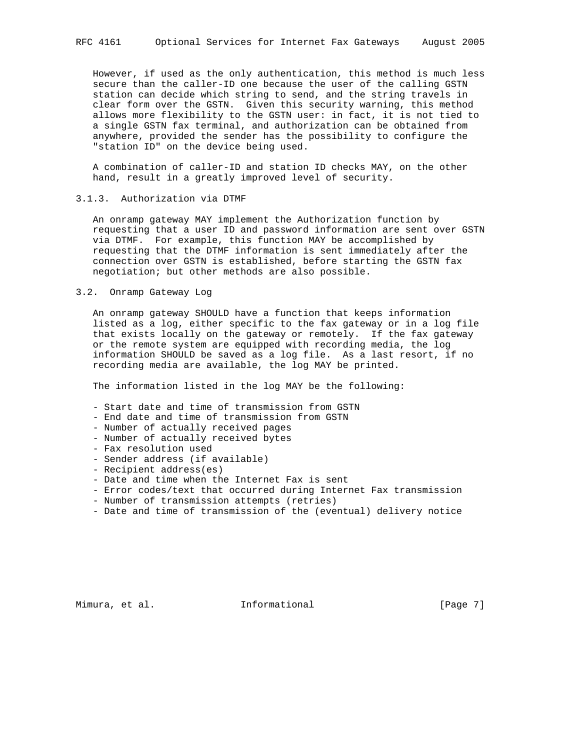However, if used as the only authentication, this method is much less secure than the caller-ID one because the user of the calling GSTN station can decide which string to send, and the string travels in clear form over the GSTN. Given this security warning, this method allows more flexibility to the GSTN user: in fact, it is not tied to a single GSTN fax terminal, and authorization can be obtained from anywhere, provided the sender has the possibility to configure the "station ID" on the device being used.

A combination of caller-ID and station ID checks MAY, on the other hand, result in a greatly improved level of security.

### 3.1.3. Authorization via DTMF

An onramp gateway MAY implement the Authorization function by requesting that a user ID and password information are sent over GSTN via DTMF. For example, this function MAY be accomplished by requesting that the DTMF information is sent immediately after the connection over GSTN is established, before starting the GSTN fax negotiation; but other methods are also possible.

## 3.2. Onramp Gateway Log

An onramp gateway SHOULD have a function that keeps information listed as a log, either specific to the fax gateway or in a log file that exists locally on the gateway or remotely. If the fax gateway or the remote system are equipped with recording media, the log information SHOULD be saved as a log file. As a last resort, if no recording media are available, the log MAY be printed.

The information listed in the log MAY be the following:

- Start date and time of transmission from GSTN
- End date and time of transmission from GSTN
- Number of actually received pages
- Number of actually received bytes
- Fax resolution used
- Sender address (if available)
- Recipient address(es)
- Date and time when the Internet Fax is sent
- Error codes/text that occurred during Internet Fax transmission
- Number of transmission attempts (retries)
- Date and time of transmission of the (eventual) delivery notice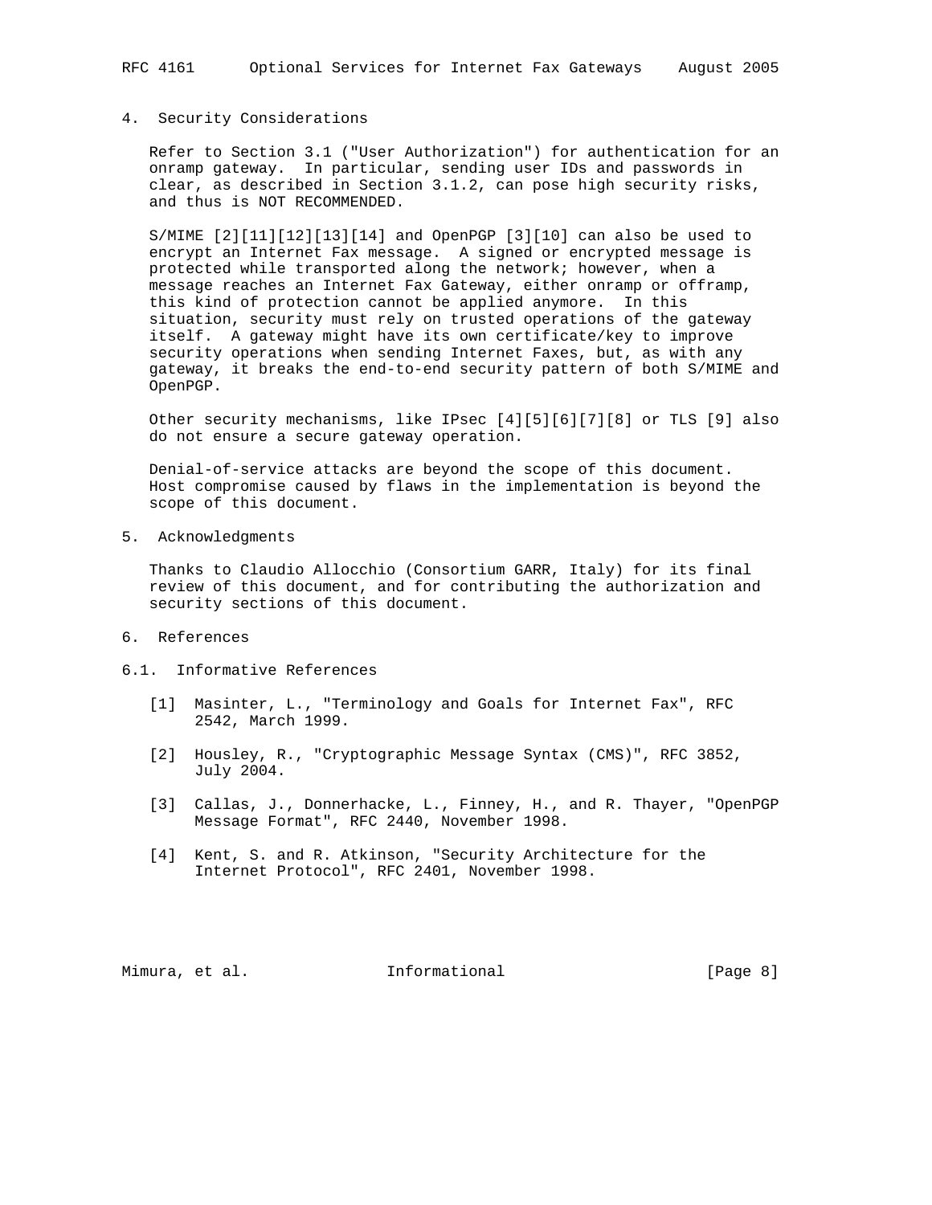## 4. Security Considerations

Refer to Section 3.1 ("User Authorization") for authentication for an onramp gateway. In particular, sending user IDs and passwords in clear, as described in Section 3.1.2, can pose high security risks, and thus is NOT RECOMMENDED.

S/MIME [2][11][12][13][14] and OpenPGP [3][10] can also be used to encrypt an Internet Fax message. A signed or encrypted message is protected while transported along the network; however, when a message reaches an Internet Fax Gateway, either onramp or offramp, this kind of protection cannot be applied anymore. In this situation, security must rely on trusted operations of the gateway itself. A gateway might have its own certificate/key to improve security operations when sending Internet Faxes, but, as with any gateway, it breaks the end-to-end security pattern of both S/MIME and OpenPGP.

Other security mechanisms, like IPsec [4][5][6][7][8] or TLS [9] also do not ensure a secure gateway operation.

Denial-of-service attacks are beyond the scope of this document. Host compromise caused by flaws in the implementation is beyond the scope of this document.

## 5. Acknowledgments

Thanks to Claudio Allocchio (Consortium GARR, Italy) for its final review of this document, and for contributing the authorization and security sections of this document.

## 6. References

### 6.1. Informative References

[1] Masinter, L., "Terminology and Goals for Internet Fax", RFC 2542, March 1999.

[2] Housley, R., "Cryptographic Message Syntax (CMS)", RFC 3852, July 2004.

[3] Callas, J., Donnerhacke, L., Finney, H., and R. Thayer, "OpenPGP Message Format", RFC 2440, November 1998.

[4] Kent, S. and R. Atkinson, "Security Architecture for the Internet Protocol", RFC 2401, November 1998.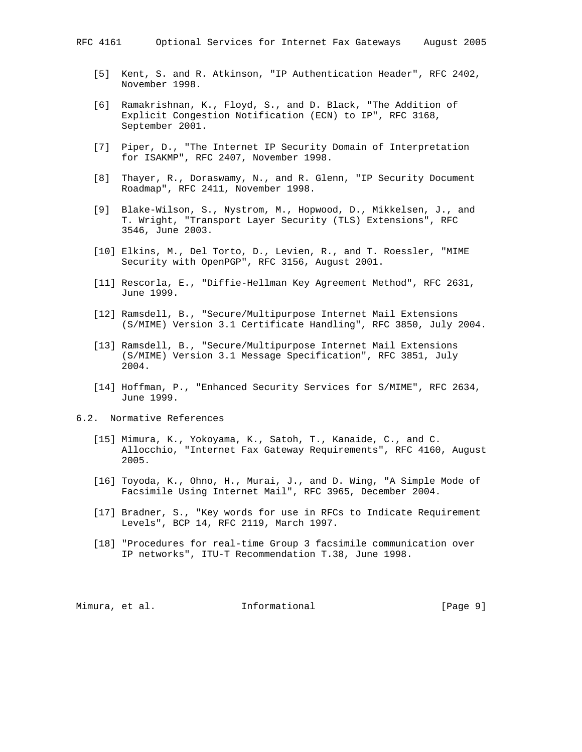[5] Kent, S. and R. Atkinson, "IP Authentication Header", RFC 2402, November 1998.

[6] Ramakrishnan, K., Floyd, S., and D. Black, "The Addition of Explicit Congestion Notification (ECN) to IP", RFC 3168, September 2001.

[7] Piper, D., "The Internet IP Security Domain of Interpretation for ISAKMP", RFC 2407, November 1998.

[8] Thayer, R., Doraswamy, N., and R. Glenn, "IP Security Document Roadmap", RFC 2411, November 1998.

[9] Blake-Wilson, S., Nystrom, M., Hopwood, D., Mikkelsen, J., and T. Wright, "Transport Layer Security (TLS) Extensions", RFC 3546, June 2003.

[10] Elkins, M., Del Torto, D., Levien, R., and T. Roessler, "MIME Security with OpenPGP", RFC 3156, August 2001.

[11] Rescorla, E., "Diffie-Hellman Key Agreement Method", RFC 2631, June 1999.

[12] Ramsdell, B., "Secure/Multipurpose Internet Mail Extensions (S/MIME) Version 3.1 Certificate Handling", RFC 3850, July 2004.

[13] Ramsdell, B., "Secure/Multipurpose Internet Mail Extensions (S/MIME) Version 3.1 Message Specification", RFC 3851, July 2004.

[14] Hoffman, P., "Enhanced Security Services for S/MIME", RFC 2634, June 1999.

## 6.2. Normative References

[15] Mimura, K., Yokoyama, K., Satoh, T., Kanaide, C., and C. Allocchio, "Internet Fax Gateway Requirements", RFC 4160, August 2005.

[16] Toyoda, K., Ohno, H., Murai, J., and D. Wing, "A Simple Mode of Facsimile Using Internet Mail", RFC 3965, December 2004.

[17] Bradner, S., "Key words for use in RFCs to Indicate Requirement Levels", BCP 14, RFC 2119, March 1997.

[18] "Procedures for real-time Group 3 facsimile communication over IP networks", ITU-T Recommendation T.38, June 1998.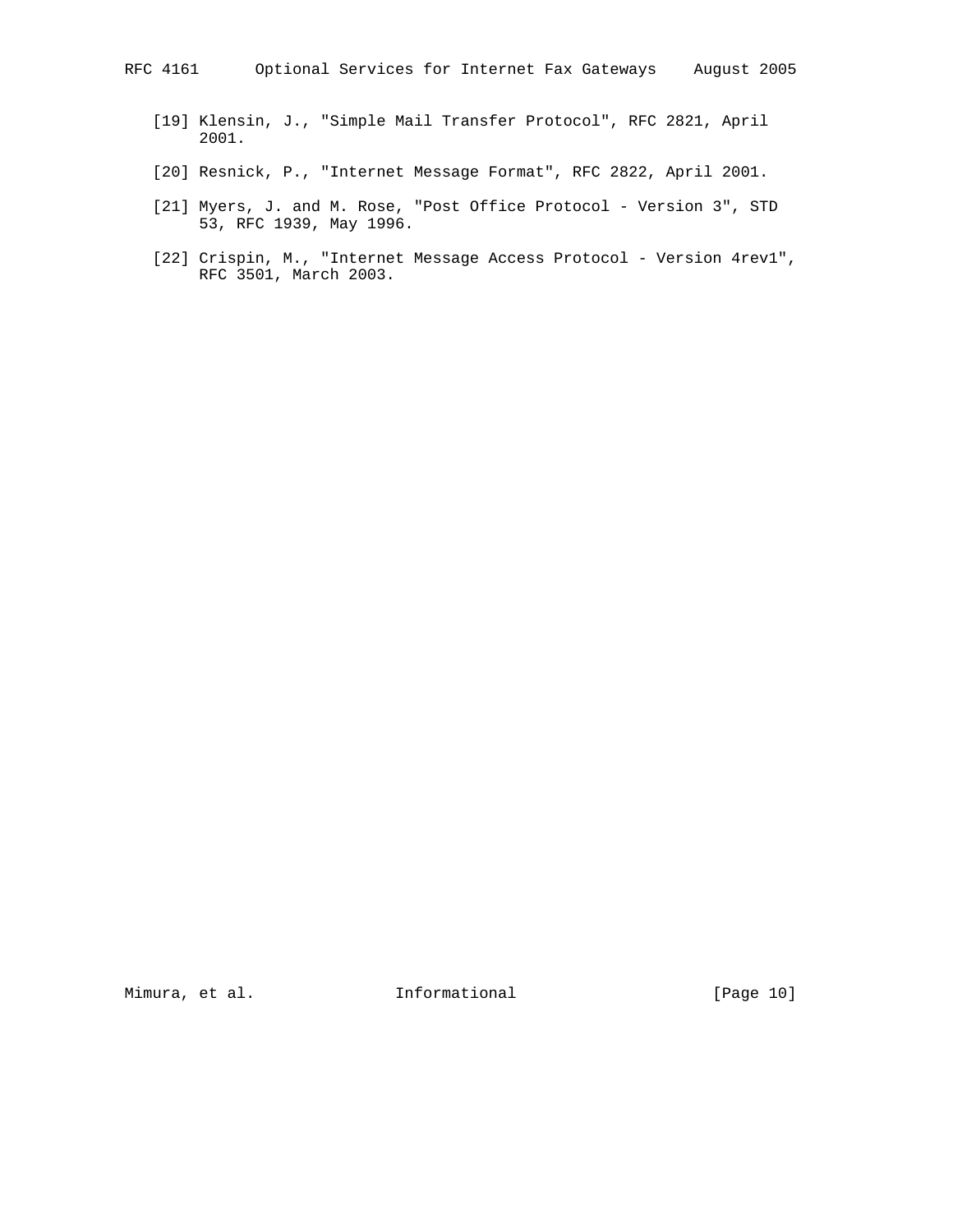[19] Klensin, J., "Simple Mail Transfer Protocol", RFC 2821, April 2001.

[20] Resnick, P., "Internet Message Format", RFC 2822, April 2001.

[21] Myers, J. and M. Rose, "Post Office Protocol - Version 3", STD 53, RFC 1939, May 1996.

[22] Crispin, M., "Internet Message Access Protocol - Version 4rev1", RFC 3501, March 2003.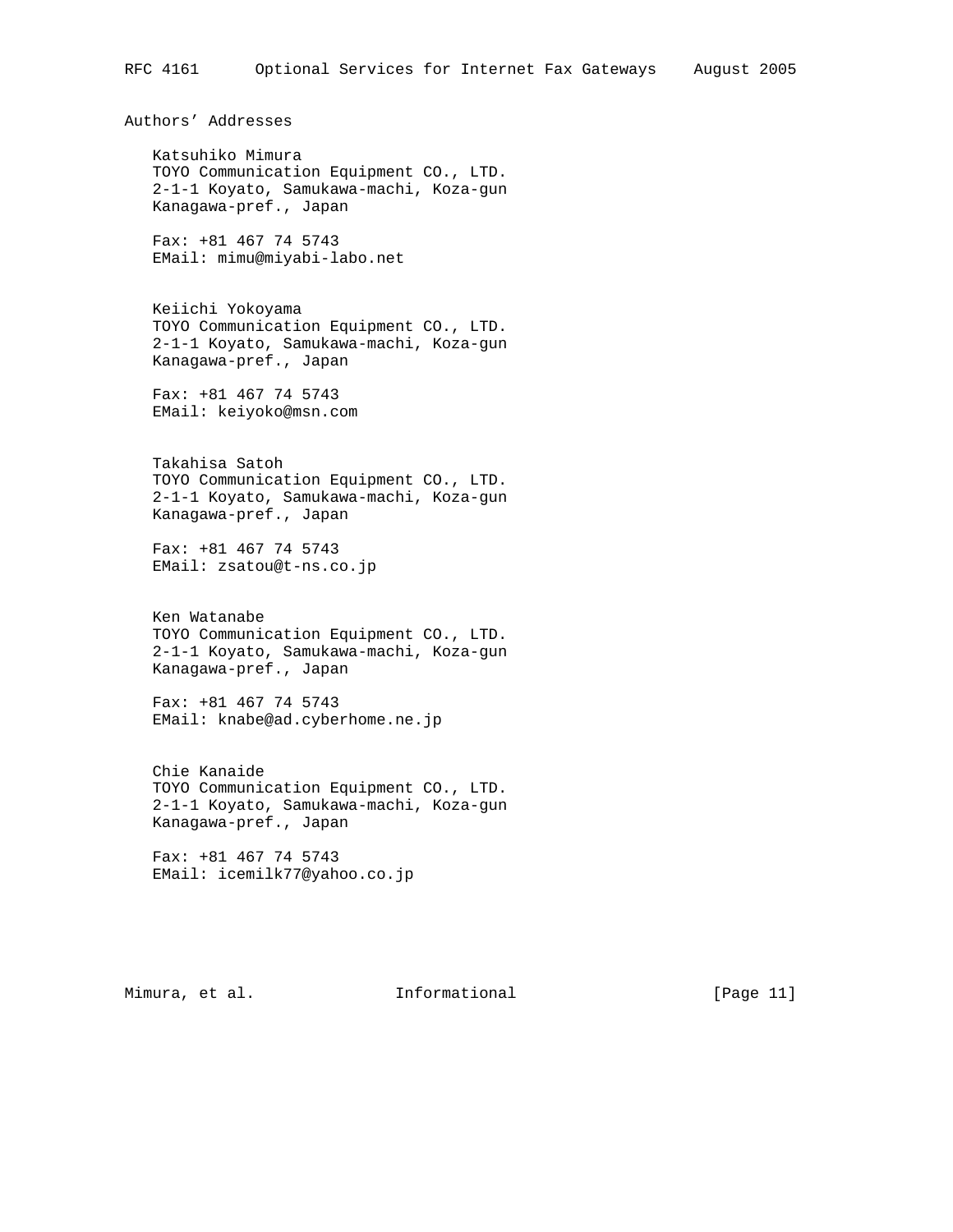## Authors' Addresses

Katsuhiko Mimura
TOYO Communication Equipment CO., LTD.
2-1-1 Koyato, Samukawa-machi, Koza-gun
Kanagawa-pref., Japan

Fax: +81 467 74 5743
EMail: mimu@miyabi-labo.net

Keiichi Yokoyama
TOYO Communication Equipment CO., LTD.
2-1-1 Koyato, Samukawa-machi, Koza-gun
Kanagawa-pref., Japan

Fax: +81 467 74 5743
EMail: keiyoko@msn.com

Takahisa Satoh
TOYO Communication Equipment CO., LTD.
2-1-1 Koyato, Samukawa-machi, Koza-gun
Kanagawa-pref., Japan

Fax: +81 467 74 5743
EMail: zsatou@t-ns.co.jp

Ken Watanabe
TOYO Communication Equipment CO., LTD.
2-1-1 Koyato, Samukawa-machi, Koza-gun
Kanagawa-pref., Japan

Fax: +81 467 74 5743
EMail: knabe@ad.cyberhome.ne.jp

Chie Kanaide
TOYO Communication Equipment CO., LTD.
2-1-1 Koyato, Samukawa-machi, Koza-gun
Kanagawa-pref., Japan

Fax: +81 467 74 5743
EMail: icemilk77@yahoo.co.jp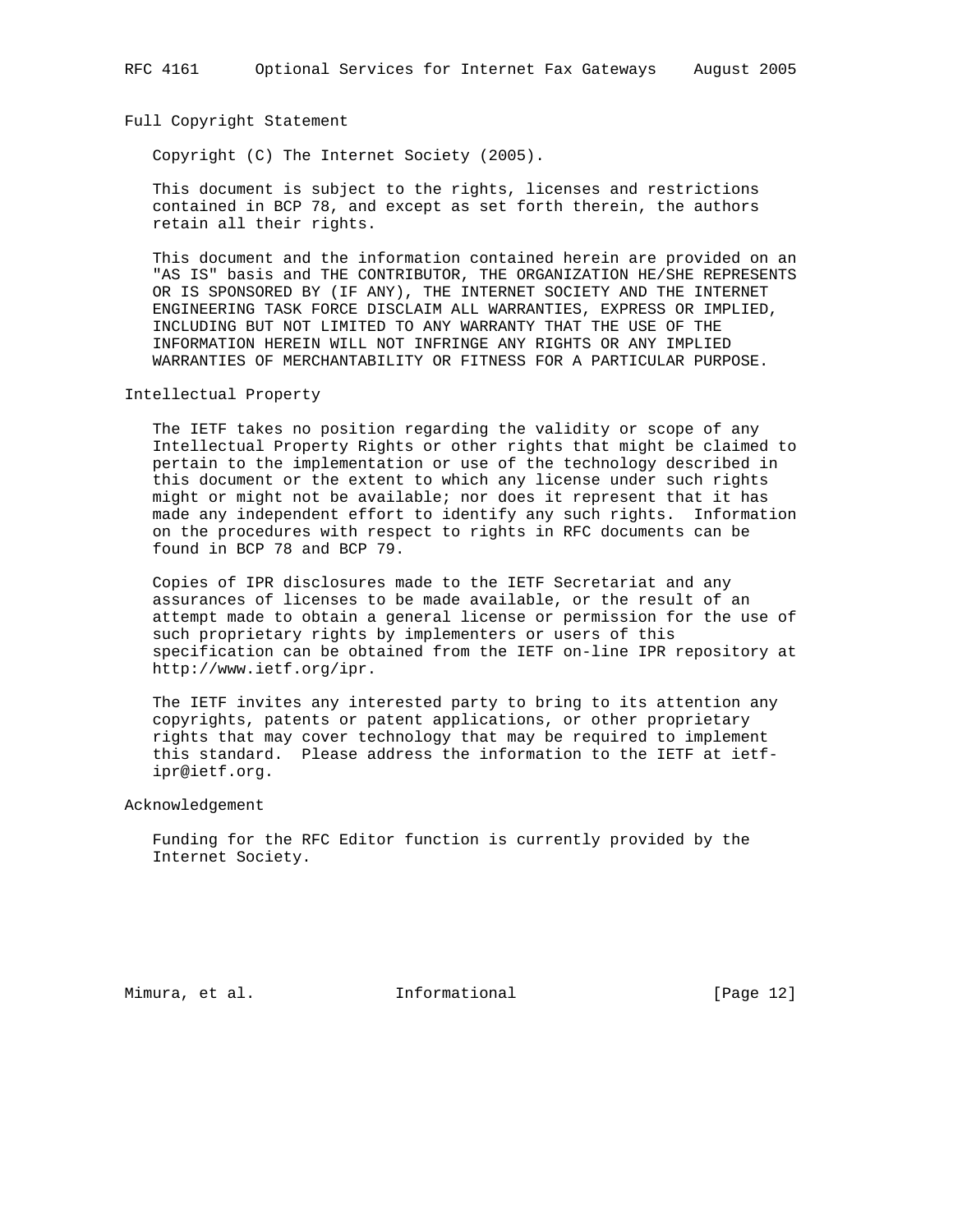## Full Copyright Statement

Copyright (C) The Internet Society (2005).

This document is subject to the rights, licenses and restrictions contained in BCP 78, and except as set forth therein, the authors retain all their rights.

This document and the information contained herein are provided on an "AS IS" basis and THE CONTRIBUTOR, THE ORGANIZATION HE/SHE REPRESENTS OR IS SPONSORED BY (IF ANY), THE INTERNET SOCIETY AND THE INTERNET ENGINEERING TASK FORCE DISCLAIM ALL WARRANTIES, EXPRESS OR IMPLIED, INCLUDING BUT NOT LIMITED TO ANY WARRANTY THAT THE USE OF THE INFORMATION HEREIN WILL NOT INFRINGE ANY RIGHTS OR ANY IMPLIED WARRANTIES OF MERCHANTABILITY OR FITNESS FOR A PARTICULAR PURPOSE.

## Intellectual Property

The IETF takes no position regarding the validity or scope of any Intellectual Property Rights or other rights that might be claimed to pertain to the implementation or use of the technology described in this document or the extent to which any license under such rights might or might not be available; nor does it represent that it has made any independent effort to identify any such rights. Information on the procedures with respect to rights in RFC documents can be found in BCP 78 and BCP 79.

Copies of IPR disclosures made to the IETF Secretariat and any assurances of licenses to be made available, or the result of an attempt made to obtain a general license or permission for the use of such proprietary rights by implementers or users of this specification can be obtained from the IETF on-line IPR repository at http://www.ietf.org/ipr.

The IETF invites any interested party to bring to its attention any copyrights, patents or patent applications, or other proprietary rights that may cover technology that may be required to implement this standard. Please address the information to the IETF at ietf-ipr@ietf.org.

## Acknowledgement

Funding for the RFC Editor function is currently provided by the Internet Society.